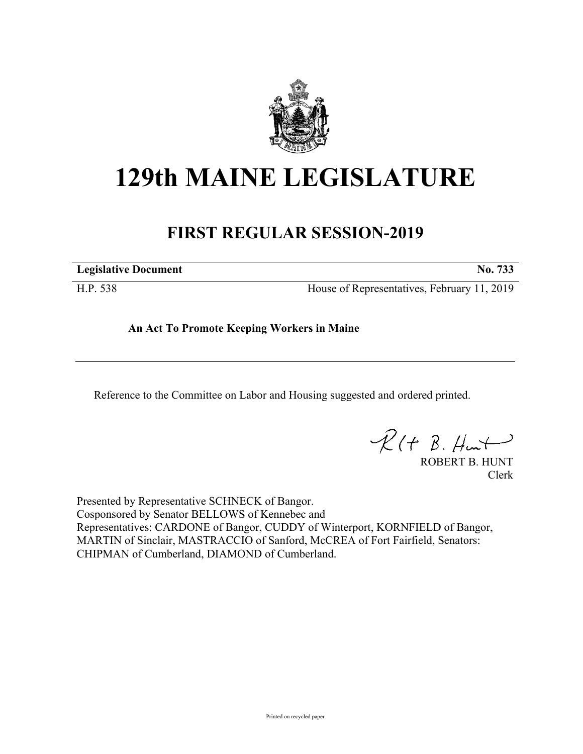# 129th MAINE LEGISLATURE

## FIRST REGULAR SESSION-2019

**Legislative Document** **No. 733**

H.P. 538 House of Representatives, February 11, 2019

**An Act To Promote Keeping Workers in Maine**

---

Reference to the Committee on Labor and Housing suggested and ordered printed.

ROBERT B. HUNT
Clerk

Presented by Representative SCHNECK of Bangor.
Cosponsored by Senator BELLOWS of Kennebec and
Representatives: CARDONE of Bangor, CUDDY of Winterport, KORNFIELD of Bangor, MARTIN of Sinclair, MASTRACCIO of Sanford, McCREA of Fort Fairfield, Senators: CHIPMAN of Cumberland, DIAMOND of Cumberland.

Printed on recycled paper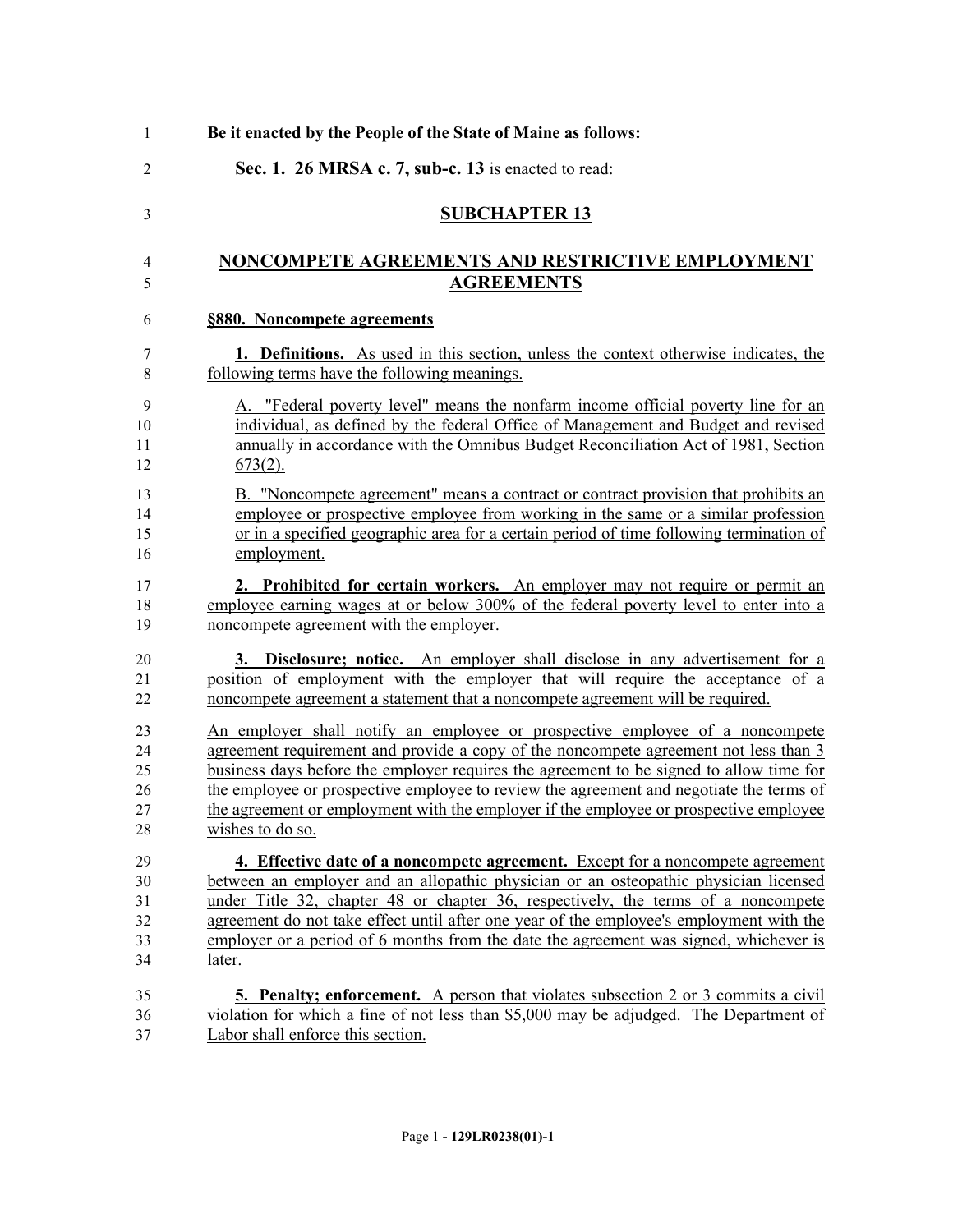**Be it enacted by the People of the State of Maine as follows:**

**Sec. 1. 26 MRSA c. 7, sub-c. 13** is enacted to read:

## SUBCHAPTER 13

## NONCOMPETE AGREEMENTS AND RESTRICTIVE EMPLOYMENT AGREEMENTS

### §880. Noncompete agreements

**1. Definitions.** As used in this section, unless the context otherwise indicates, the following terms have the following meanings.

A. "Federal poverty level" means the nonfarm income official poverty line for an individual, as defined by the federal Office of Management and Budget and revised annually in accordance with the Omnibus Budget Reconciliation Act of 1981, Section 673(2).

B. "Noncompete agreement" means a contract or contract provision that prohibits an employee or prospective employee from working in the same or a similar profession or in a specified geographic area for a certain period of time following termination of employment.

**2. Prohibited for certain workers.** An employer may not require or permit an employee earning wages at or below 300% of the federal poverty level to enter into a noncompete agreement with the employer.

**3. Disclosure; notice.** An employer shall disclose in any advertisement for a position of employment with the employer that will require the acceptance of a noncompete agreement a statement that a noncompete agreement will be required.

An employer shall notify an employee or prospective employee of a noncompete agreement requirement and provide a copy of the noncompete agreement not less than 3 business days before the employer requires the agreement to be signed to allow time for the employee or prospective employee to review the agreement and negotiate the terms of the agreement or employment with the employer if the employee or prospective employee wishes to do so.

**4. Effective date of a noncompete agreement.** Except for a noncompete agreement between an employer and an allopathic physician or an osteopathic physician licensed under Title 32, chapter 48 or chapter 36, respectively, the terms of a noncompete agreement do not take effect until after one year of the employee's employment with the employer or a period of 6 months from the date the agreement was signed, whichever is later.

**5. Penalty; enforcement.** A person that violates subsection 2 or 3 commits a civil violation for which a fine of not less than $5,000 may be adjudged. The Department of Labor shall enforce this section.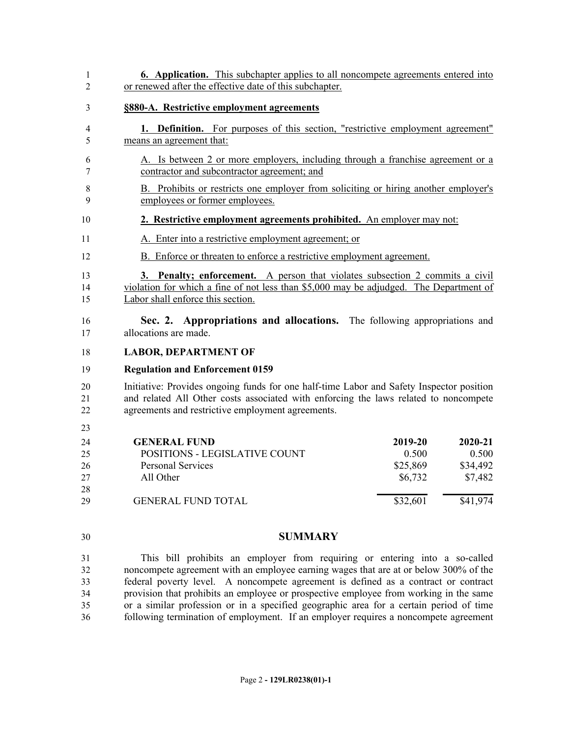**6. Application.** This subchapter applies to all noncompete agreements entered into or renewed after the effective date of this subchapter.

**§880-A. Restrictive employment agreements**

**1. Definition.** For purposes of this section, "restrictive employment agreement" means an agreement that:

A. Is between 2 or more employers, including through a franchise agreement or a contractor and subcontractor agreement; and

B. Prohibits or restricts one employer from soliciting or hiring another employer's employees or former employees.

**2. Restrictive employment agreements prohibited.** An employer may not:

A. Enter into a restrictive employment agreement; or

B. Enforce or threaten to enforce a restrictive employment agreement.

**3. Penalty; enforcement.** A person that violates subsection 2 commits a civil violation for which a fine of not less than $5,000 may be adjudged. The Department of Labor shall enforce this section.

**Sec. 2. Appropriations and allocations.** The following appropriations and allocations are made.

**LABOR, DEPARTMENT OF**

**Regulation and Enforcement 0159**

Initiative: Provides ongoing funds for one half-time Labor and Safety Inspector position and related All Other costs associated with enforcing the laws related to noncompete agreements and restrictive employment agreements.

| **GENERAL FUND** | **2019-20** | **2020-21** |
| --- | --- | --- |
| POSITIONS - LEGISLATIVE COUNT | 0.500 | 0.500 |
| Personal Services | $25,869 | $34,492 |
| All Other | $6,732 | $7,482 |
| GENERAL FUND TOTAL | $32,601 | $41,974 |

## SUMMARY

This bill prohibits an employer from requiring or entering into a so-called noncompete agreement with an employee earning wages that are at or below 300% of the federal poverty level. A noncompete agreement is defined as a contract or contract provision that prohibits an employee or prospective employee from working in the same or a similar profession or in a specified geographic area for a certain period of time following termination of employment. If an employer requires a noncompete agreement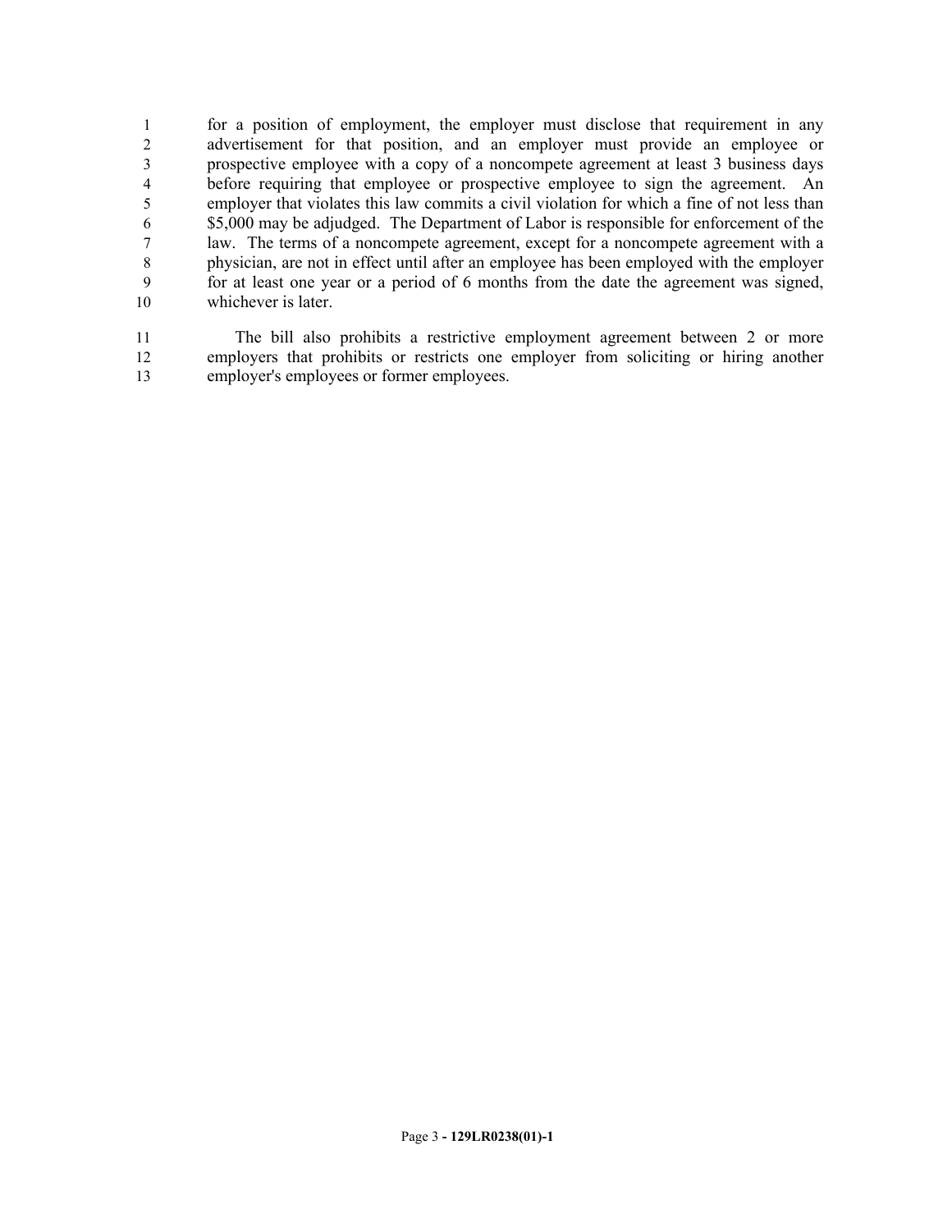for a position of employment, the employer must disclose that requirement in any advertisement for that position, and an employer must provide an employee or prospective employee with a copy of a noncompete agreement at least 3 business days before requiring that employee or prospective employee to sign the agreement. An employer that violates this law commits a civil violation for which a fine of not less than $5,000 may be adjudged. The Department of Labor is responsible for enforcement of the law. The terms of a noncompete agreement, except for a noncompete agreement with a physician, are not in effect until after an employee has been employed with the employer for at least one year or a period of 6 months from the date the agreement was signed, whichever is later.

The bill also prohibits a restrictive employment agreement between 2 or more employers that prohibits or restricts one employer from soliciting or hiring another employer's employees or former employees.